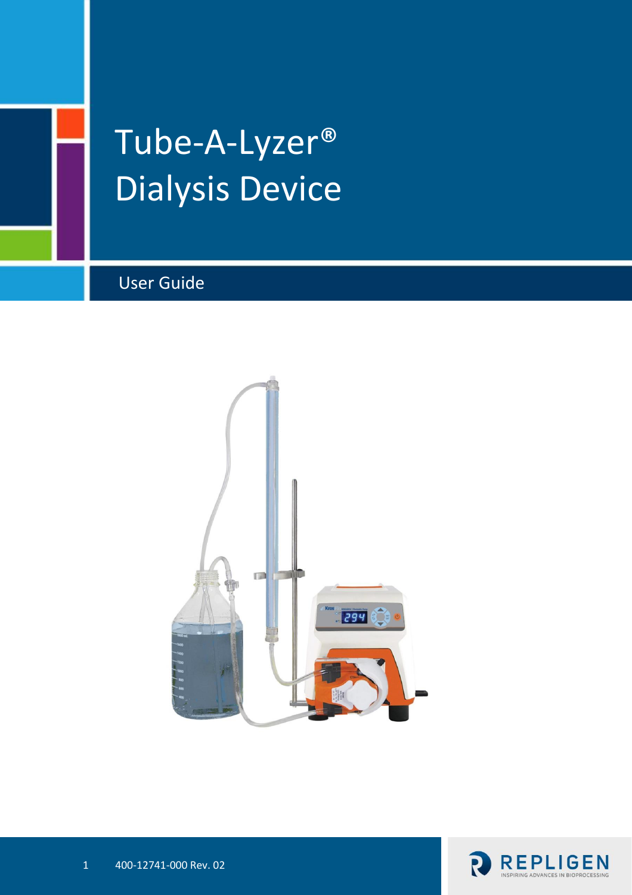# Tube-A-Lyzer® Dialysis Device

## User Guide

400-12741-000 Rev. 02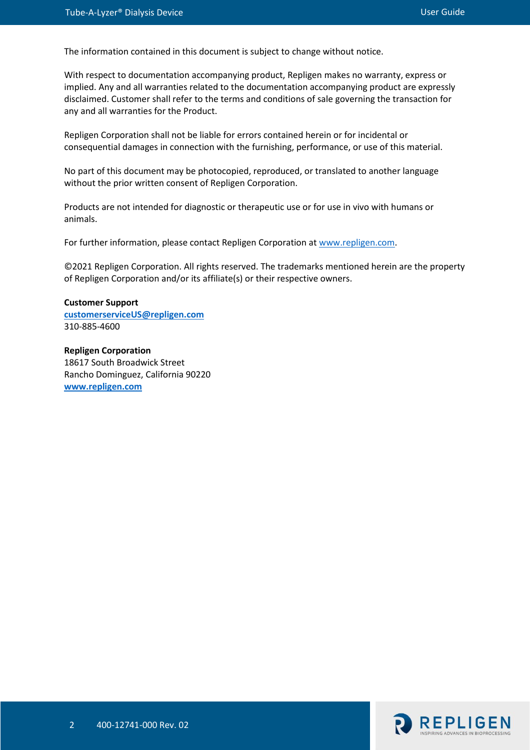The information contained in this document is subject to change without notice.

With respect to documentation accompanying product, Repligen makes no warranty, express or implied. Any and all warranties related to the documentation accompanying product are expressly disclaimed. Customer shall refer to the terms and conditions of sale governing the transaction for any and all warranties for the Product.

Repligen Corporation shall not be liable for errors contained herein or for incidental or consequential damages in connection with the furnishing, performance, or use of this material.

No part of this document may be photocopied, reproduced, or translated to another language without the prior written consent of Repligen Corporation.

Products are not intended for diagnostic or therapeutic use or for use in vivo with humans or animals.

For further information, please contact Repligen Corporation at www.repligen.com.

©2021 Repligen Corporation. All rights reserved. The trademarks mentioned herein are the property of Repligen Corporation and/or its affiliate(s) or their respective owners.

**Customer Support**
**customerserviceUS@repligen.com**
310-885-4600

**Repligen Corporation**
18617 South Broadwick Street
Rancho Dominguez, California 90220
**www.repligen.com**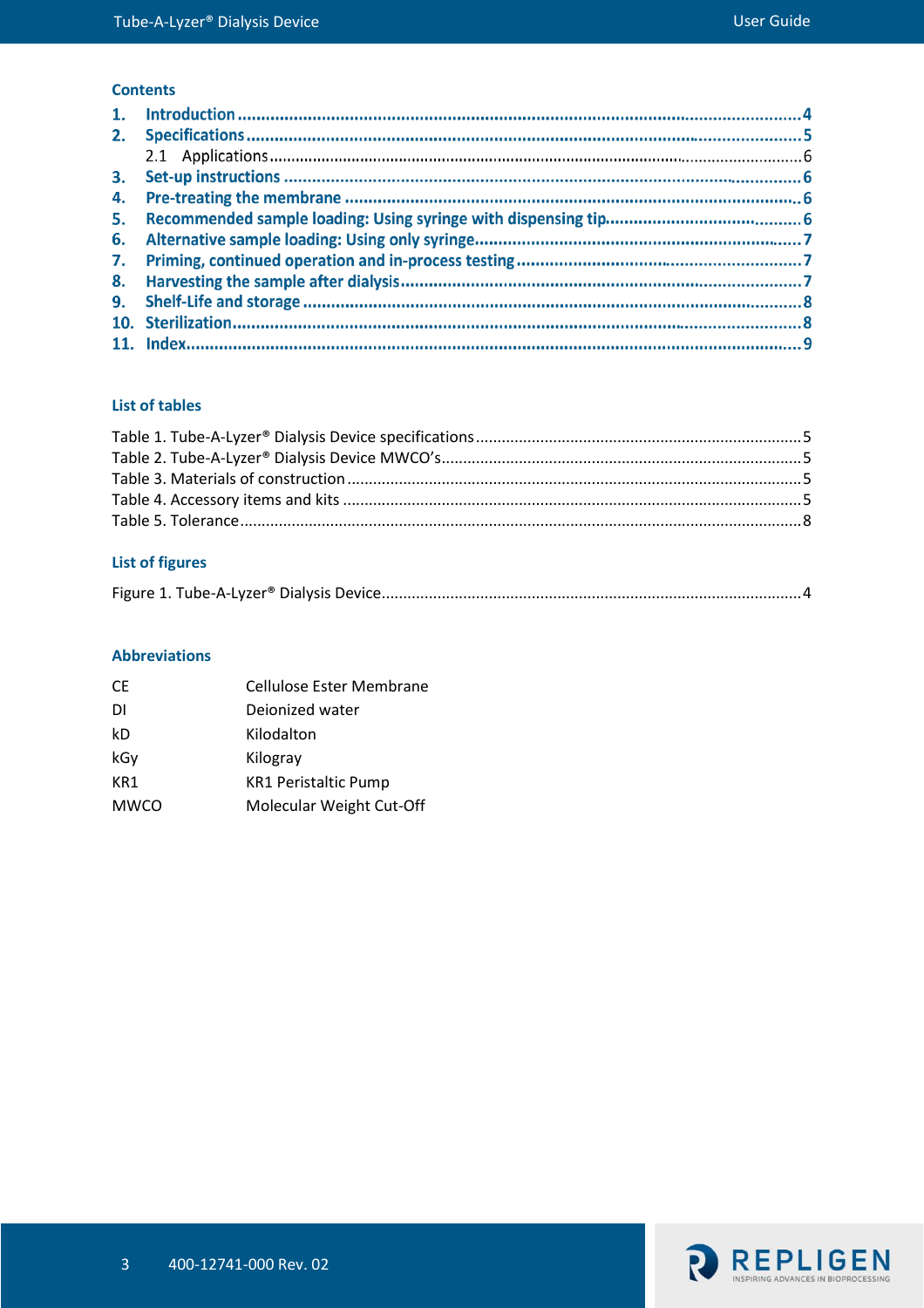## Contents

1. Introduction ........................................ 4
2. Specifications ........................................ 5
   - 2.1 Applications ........................................ 6
3. Set-up instructions ........................................ 6
4. Pre-treating the membrane ........................................ 6
5. Recommended sample loading: Using syringe with dispensing tip ........................................ 6
6. Alternative sample loading: Using only syringe ........................................ 7
7. Priming, continued operation and in-process testing ........................................ 7
8. Harvesting the sample after dialysis ........................................ 7
9. Shelf-Life and storage ........................................ 8
10. Sterilization ........................................ 8
11. Index ........................................ 9

## List of tables

Table 1. Tube-A-Lyzer® Dialysis Device specifications ........................................ 5
Table 2. Tube-A-Lyzer® Dialysis Device MWCO's ........................................ 5
Table 3. Materials of construction ........................................ 5
Table 4. Accessory items and kits ........................................ 5
Table 5. Tolerance ........................................ 8

## List of figures

Figure 1. Tube-A-Lyzer® Dialysis Device ........................................ 4

## Abbreviations

| | |
|---|---|
| CE | Cellulose Ester Membrane |
| DI | Deionized water |
| kD | Kilodalton |
| kGy | Kilogray |
| KR1 | KR1 Peristaltic Pump |
| MWCO | Molecular Weight Cut-Off |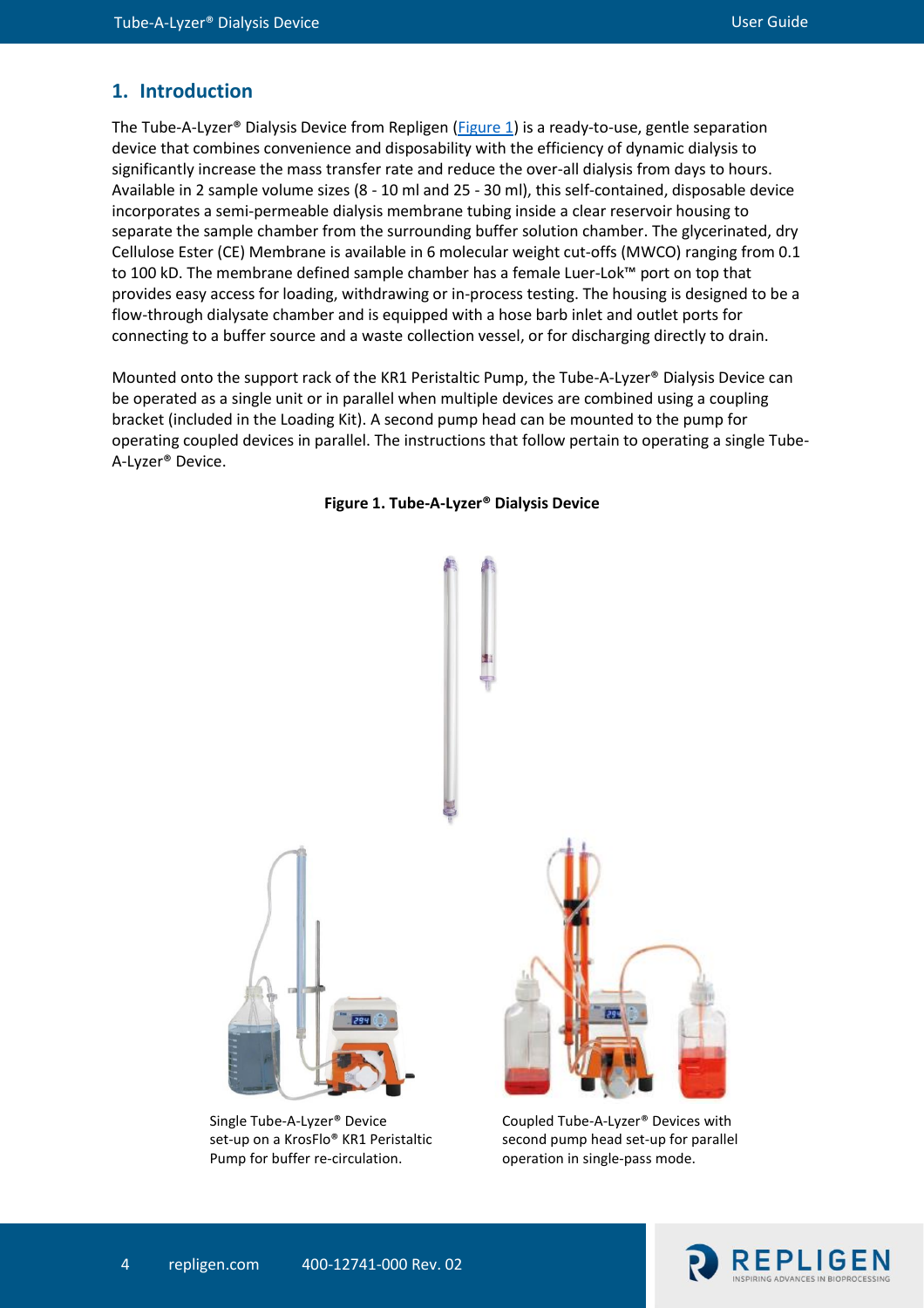## 1. Introduction

The Tube-A-Lyzer® Dialysis Device from Repligen (Figure 1) is a ready-to-use, gentle separation device that combines convenience and disposability with the efficiency of dynamic dialysis to significantly increase the mass transfer rate and reduce the over-all dialysis from days to hours. Available in 2 sample volume sizes (8 - 10 ml and 25 - 30 ml), this self-contained, disposable device incorporates a semi-permeable dialysis membrane tubing inside a clear reservoir housing to separate the sample chamber from the surrounding buffer solution chamber. The glycerinated, dry Cellulose Ester (CE) Membrane is available in 6 molecular weight cut-offs (MWCO) ranging from 0.1 to 100 kD. The membrane defined sample chamber has a female Luer-Lok™ port on top that provides easy access for loading, withdrawing or in-process testing. The housing is designed to be a flow-through dialysate chamber and is equipped with a hose barb inlet and outlet ports for connecting to a buffer source and a waste collection vessel, or for discharging directly to drain.

Mounted onto the support rack of the KR1 Peristaltic Pump, the Tube-A-Lyzer® Dialysis Device can be operated as a single unit or in parallel when multiple devices are combined using a coupling bracket (included in the Loading Kit). A second pump head can be mounted to the pump for operating coupled devices in parallel. The instructions that follow pertain to operating a single Tube-A-Lyzer® Device.

**Figure 1. Tube-A-Lyzer® Dialysis Device**

Single Tube-A-Lyzer® Device set-up on a KrosFlo® KR1 Peristaltic Pump for buffer re-circulation.

Coupled Tube-A-Lyzer® Devices with second pump head set-up for parallel operation in single-pass mode.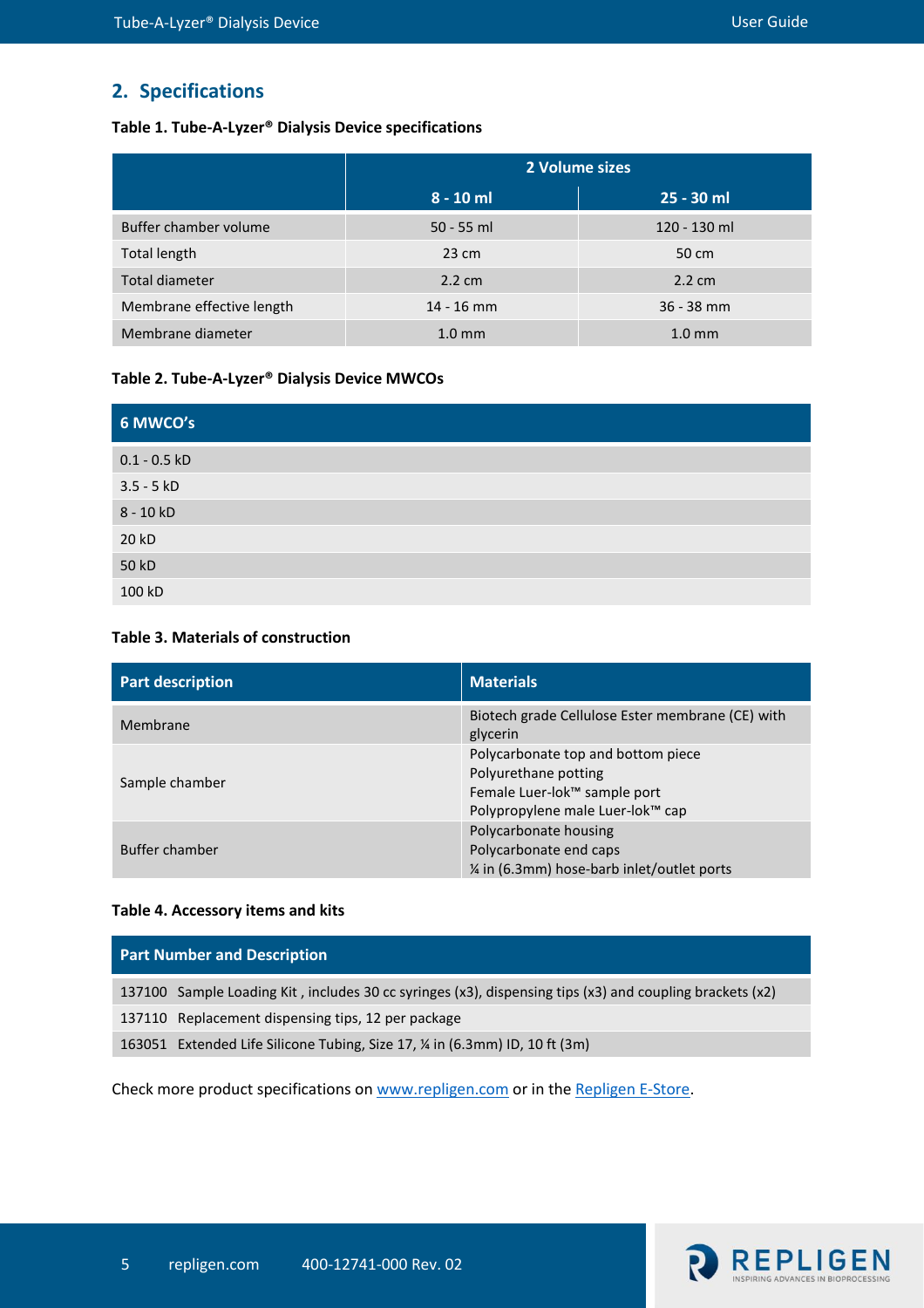## 2. Specifications

**Table 1. Tube-A-Lyzer® Dialysis Device specifications**

| | 2 Volume sizes | |
|---|---|---|
| | **8 - 10 ml** | **25 - 30 ml** |
| Buffer chamber volume | 50 - 55 ml | 120 - 130 ml |
| Total length | 23 cm | 50 cm |
| Total diameter | 2.2 cm | 2.2 cm |
| Membrane effective length | 14 - 16 mm | 36 - 38 mm |
| Membrane diameter | 1.0 mm | 1.0 mm |

**Table 2. Tube-A-Lyzer® Dialysis Device MWCOs**

| 6 MWCO's |
|---|
| 0.1 - 0.5 kD |
| 3.5 - 5 kD |
| 8 - 10 kD |
| 20 kD |
| 50 kD |
| 100 kD |

**Table 3. Materials of construction**

| Part description | Materials |
|---|---|
| Membrane | Biotech grade Cellulose Ester membrane (CE) with glycerin |
| Sample chamber | Polycarbonate top and bottom piece<br>Polyurethane potting<br>Female Luer-lok™ sample port<br>Polypropylene male Luer-lok™ cap |
| Buffer chamber | Polycarbonate housing<br>Polycarbonate end caps<br>¼ in (6.3mm) hose-barb inlet/outlet ports |

**Table 4. Accessory items and kits**

| Part Number and Description | |
|---|---|
| 137100 | Sample Loading Kit , includes 30 cc syringes (x3), dispensing tips (x3) and coupling brackets (x2) |
| 137110 | Replacement dispensing tips, 12 per package |
| 163051 | Extended Life Silicone Tubing, Size 17, ¼ in (6.3mm) ID, 10 ft (3m) |

Check more product specifications on www.repligen.com or in the Repligen E-Store.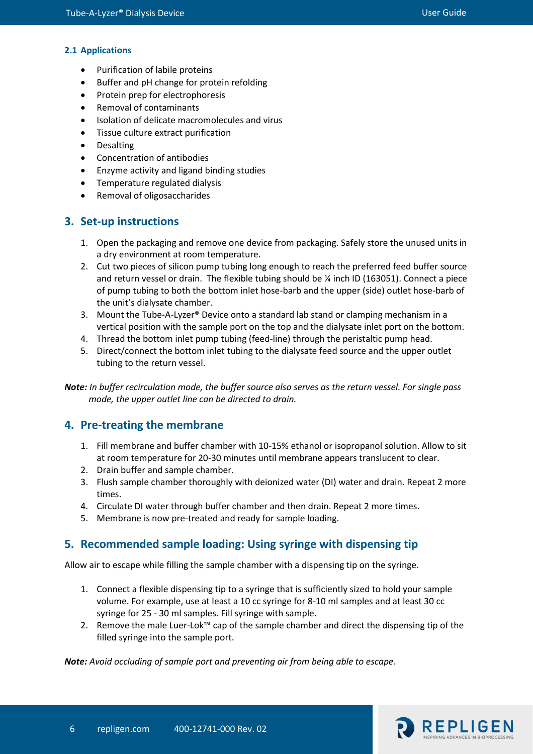### 2.1 Applications

- Purification of labile proteins
- Buffer and pH change for protein refolding
- Protein prep for electrophoresis
- Removal of contaminants
- Isolation of delicate macromolecules and virus
- Tissue culture extract purification
- Desalting
- Concentration of antibodies
- Enzyme activity and ligand binding studies
- Temperature regulated dialysis
- Removal of oligosaccharides

## 3. Set-up instructions

1. Open the packaging and remove one device from packaging. Safely store the unused units in a dry environment at room temperature.
2. Cut two pieces of silicon pump tubing long enough to reach the preferred feed buffer source and return vessel or drain. The flexible tubing should be ¼ inch ID (163051). Connect a piece of pump tubing to both the bottom inlet hose-barb and the upper (side) outlet hose-barb of the unit's dialysate chamber.
3. Mount the Tube-A-Lyzer® Device onto a standard lab stand or clamping mechanism in a vertical position with the sample port on the top and the dialysate inlet port on the bottom.
4. Thread the bottom inlet pump tubing (feed-line) through the peristaltic pump head.
5. Direct/connect the bottom inlet tubing to the dialysate feed source and the upper outlet tubing to the return vessel.

***Note:*** *In buffer recirculation mode, the buffer source also serves as the return vessel. For single pass mode, the upper outlet line can be directed to drain.*

## 4. Pre-treating the membrane

1. Fill membrane and buffer chamber with 10-15% ethanol or isopropanol solution. Allow to sit at room temperature for 20-30 minutes until membrane appears translucent to clear.
2. Drain buffer and sample chamber.
3. Flush sample chamber thoroughly with deionized water (DI) water and drain. Repeat 2 more times.
4. Circulate DI water through buffer chamber and then drain. Repeat 2 more times.
5. Membrane is now pre-treated and ready for sample loading.

## 5. Recommended sample loading: Using syringe with dispensing tip

Allow air to escape while filling the sample chamber with a dispensing tip on the syringe.

1. Connect a flexible dispensing tip to a syringe that is sufficiently sized to hold your sample volume. For example, use at least a 10 cc syringe for 8-10 ml samples and at least 30 cc syringe for 25 - 30 ml samples. Fill syringe with sample.
2. Remove the male Luer-Lok™ cap of the sample chamber and direct the dispensing tip of the filled syringe into the sample port.

***Note:*** *Avoid occluding of sample port and preventing air from being able to escape.*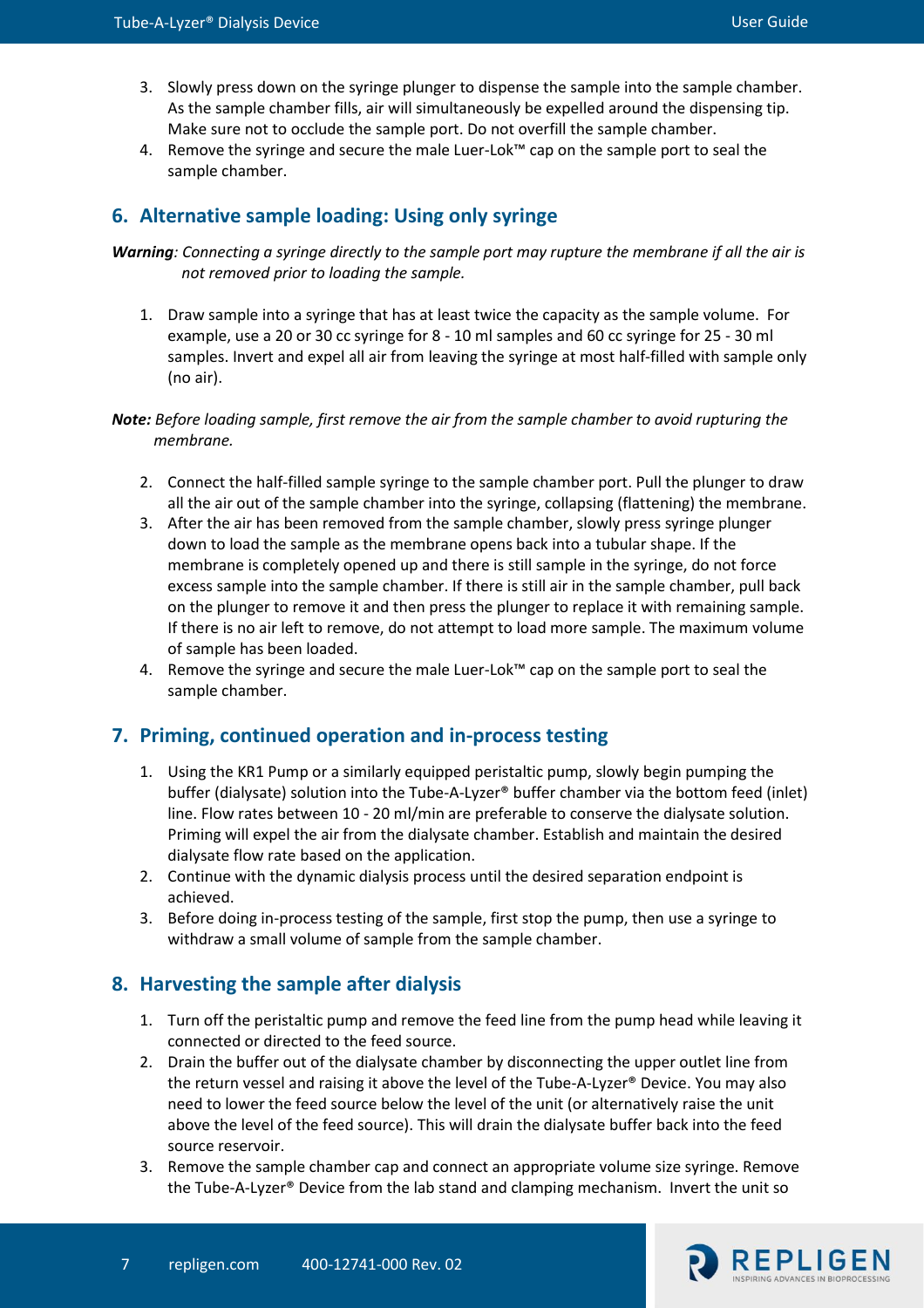3. Slowly press down on the syringe plunger to dispense the sample into the sample chamber. As the sample chamber fills, air will simultaneously be expelled around the dispensing tip. Make sure not to occlude the sample port. Do not overfill the sample chamber.
4. Remove the syringe and secure the male Luer-Lok™ cap on the sample port to seal the sample chamber.

## 6. Alternative sample loading: Using only syringe

***Warning**: Connecting a syringe directly to the sample port may rupture the membrane if all the air is not removed prior to loading the sample.*

1. Draw sample into a syringe that has at least twice the capacity as the sample volume. For example, use a 20 or 30 cc syringe for 8 - 10 ml samples and 60 cc syringe for 25 - 30 ml samples. Invert and expel all air from leaving the syringe at most half-filled with sample only (no air).

***Note:** Before loading sample, first remove the air from the sample chamber to avoid rupturing the membrane.*

2. Connect the half-filled sample syringe to the sample chamber port. Pull the plunger to draw all the air out of the sample chamber into the syringe, collapsing (flattening) the membrane.
3. After the air has been removed from the sample chamber, slowly press syringe plunger down to load the sample as the membrane opens back into a tubular shape. If the membrane is completely opened up and there is still sample in the syringe, do not force excess sample into the sample chamber. If there is still air in the sample chamber, pull back on the plunger to remove it and then press the plunger to replace it with remaining sample. If there is no air left to remove, do not attempt to load more sample. The maximum volume of sample has been loaded.
4. Remove the syringe and secure the male Luer-Lok™ cap on the sample port to seal the sample chamber.

## 7. Priming, continued operation and in-process testing

1. Using the KR1 Pump or a similarly equipped peristaltic pump, slowly begin pumping the buffer (dialysate) solution into the Tube-A-Lyzer® buffer chamber via the bottom feed (inlet) line. Flow rates between 10 - 20 ml/min are preferable to conserve the dialysate solution. Priming will expel the air from the dialysate chamber. Establish and maintain the desired dialysate flow rate based on the application.
2. Continue with the dynamic dialysis process until the desired separation endpoint is achieved.
3. Before doing in-process testing of the sample, first stop the pump, then use a syringe to withdraw a small volume of sample from the sample chamber.

## 8. Harvesting the sample after dialysis

1. Turn off the peristaltic pump and remove the feed line from the pump head while leaving it connected or directed to the feed source.
2. Drain the buffer out of the dialysate chamber by disconnecting the upper outlet line from the return vessel and raising it above the level of the Tube-A-Lyzer® Device. You may also need to lower the feed source below the level of the unit (or alternatively raise the unit above the level of the feed source). This will drain the dialysate buffer back into the feed source reservoir.
3. Remove the sample chamber cap and connect an appropriate volume size syringe. Remove the Tube-A-Lyzer® Device from the lab stand and clamping mechanism. Invert the unit so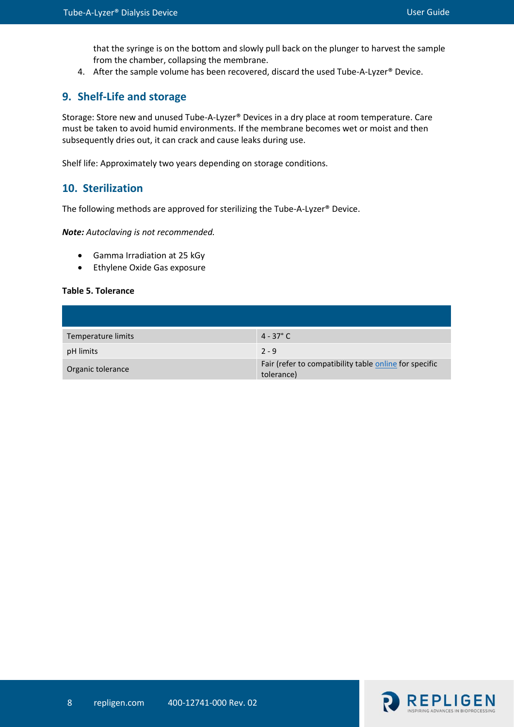that the syringe is on the bottom and slowly pull back on the plunger to harvest the sample from the chamber, collapsing the membrane.

4. After the sample volume has been recovered, discard the used Tube-A-Lyzer® Device.

## 9. Shelf-Life and storage

Storage: Store new and unused Tube-A-Lyzer® Devices in a dry place at room temperature. Care must be taken to avoid humid environments. If the membrane becomes wet or moist and then subsequently dries out, it can crack and cause leaks during use.

Shelf life: Approximately two years depending on storage conditions.

## 10. Sterilization

The following methods are approved for sterilizing the Tube-A-Lyzer® Device.

***Note:*** *Autoclaving is not recommended.*

- Gamma Irradiation at 25 kGy
- Ethylene Oxide Gas exposure

**Table 5. Tolerance**

| | |
|---|---|
| Temperature limits | 4 - 37° C |
| pH limits | 2 - 9 |
| Organic tolerance | Fair (refer to compatibility table online for specific tolerance) |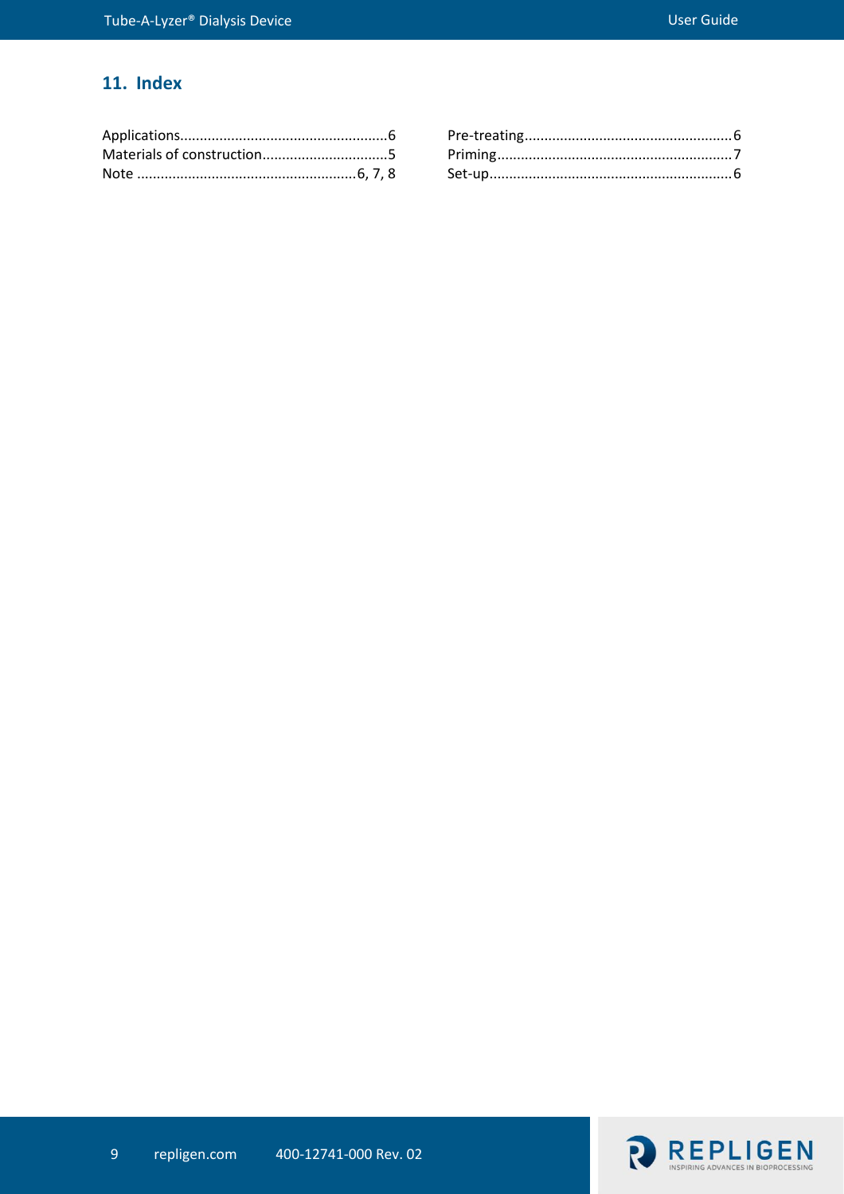## 11. Index

Applications....................................................6
Materials of construction...............................5
Note .......................................................6, 7, 8
Pre-treating....................................................6
Priming...........................................................7
Set-up.............................................................6